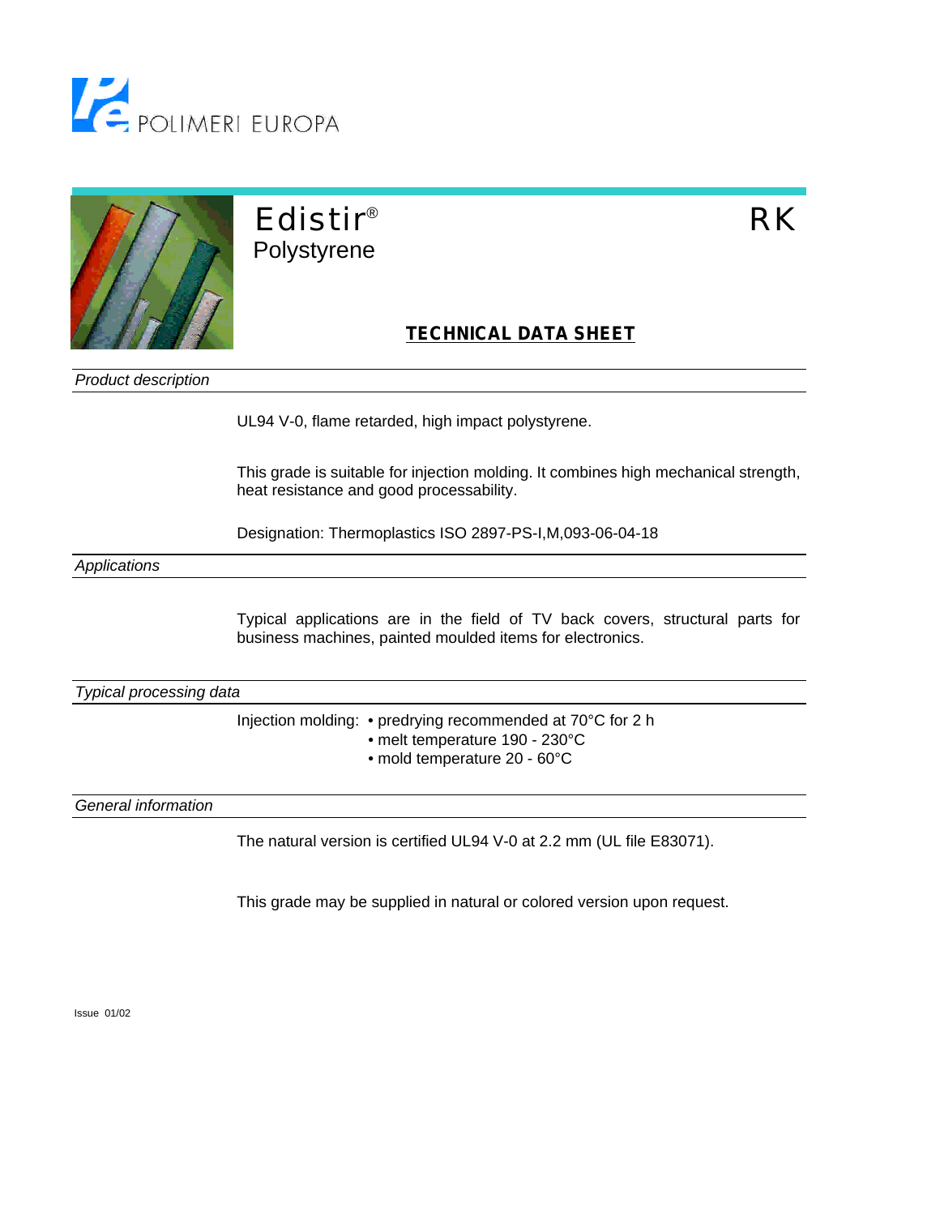POLIMERI EUROPA

# Edistir® RK

## Polystyrene

**TECHNICAL DATA SHEET**

### *Product description*

UL94 V-0, flame retarded, high impact polystyrene.

This grade is suitable for injection molding. It combines high mechanical strength, heat resistance and good processability.

Designation: Thermoplastics ISO 2897-PS-I,M,093-06-04-18

### *Applications*

Typical applications are in the field of TV back covers, structural parts for business machines, painted moulded items for electronics.

### *Typical processing data*

Injection molding:
- predrying recommended at 70°C for 2 h
- melt temperature 190 - 230°C
- mold temperature 20 - 60°C

### *General information*

The natural version is certified UL94 V-0 at 2.2 mm (UL file E83071).

This grade may be supplied in natural or colored version upon request.

Issue 01/02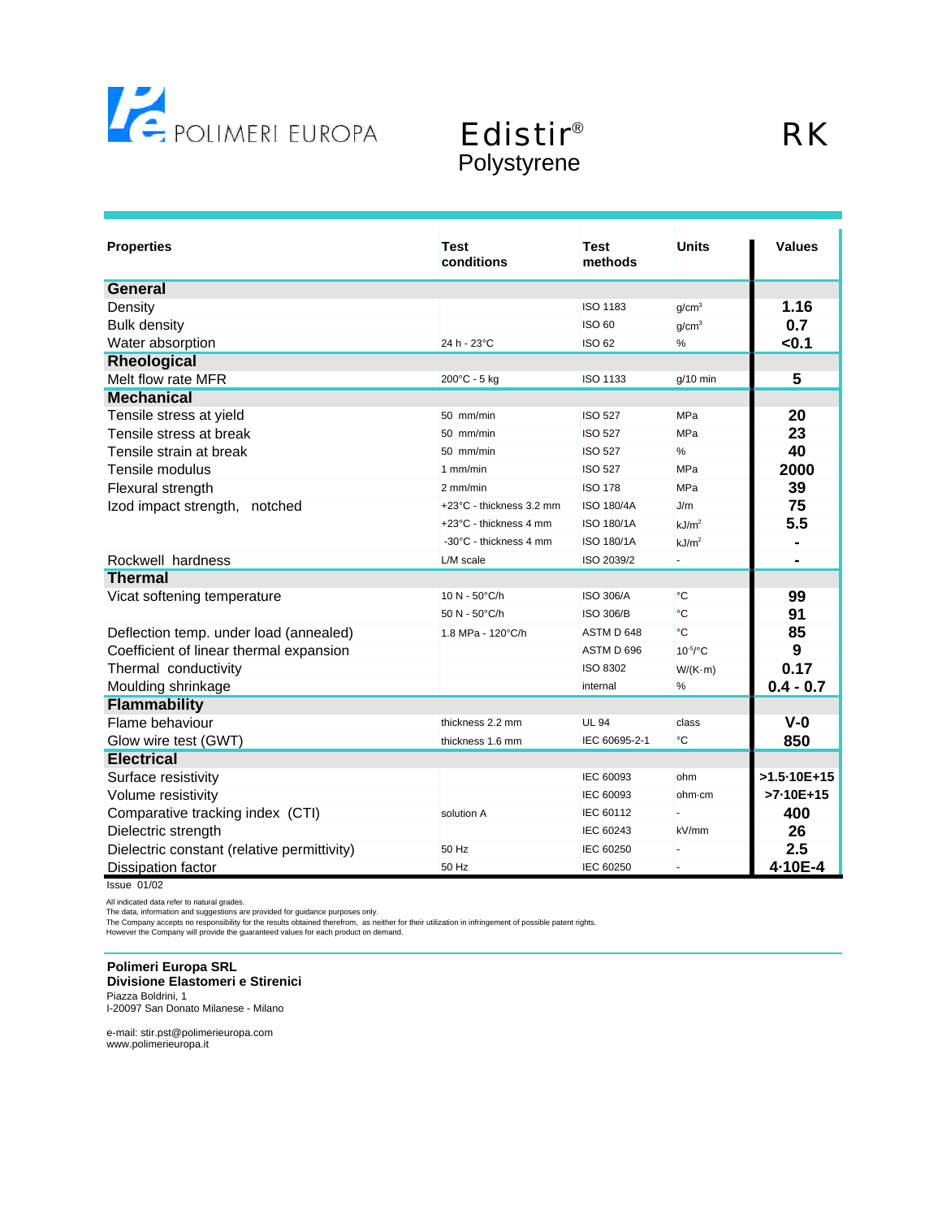POLIMERI EUROPA

# Edistir®
## Polystyrene

# RK

| Properties | Test conditions | Test methods | Units | Values |
|---|---|---|---|---|
| **General** | | | | |
| Density | | ISO 1183 | $g/cm^3$ | **1.16** |
| Bulk density | | ISO 60 | $g/cm^3$ | **0.7** |
| Water absorption | 24 h - 23°C | ISO 62 | % | **<0.1** |
| **Rheological** | | | | |
| Melt flow rate MFR | 200°C - 5 kg | ISO 1133 | g/10 min | **5** |
| **Mechanical** | | | | |
| Tensile stress at yield | 50 mm/min | ISO 527 | MPa | **20** |
| Tensile stress at break | 50 mm/min | ISO 527 | MPa | **23** |
| Tensile strain at break | 50 mm/min | ISO 527 | % | **40** |
| Tensile modulus | 1 mm/min | ISO 527 | MPa | **2000** |
| Flexural strength | 2 mm/min | ISO 178 | MPa | **39** |
| Izod impact strength, notched | +23°C - thickness 3.2 mm | ISO 180/4A | J/m | **75** |
| | +23°C - thickness 4 mm | ISO 180/1A | $kJ/m^2$ | **5.5** |
| | -30°C - thickness 4 mm | ISO 180/1A | $kJ/m^2$ | **-** |
| Rockwell hardness | L/M scale | ISO 2039/2 | - | **-** |
| **Thermal** | | | | |
| Vicat softening temperature | 10 N - 50°C/h | ISO 306/A | °C | **99** |
| | 50 N - 50°C/h | ISO 306/B | °C | **91** |
| Deflection temp. under load (annealed) | 1.8 MPa - 120°C/h | ASTM D 648 | °C | **85** |
| Coefficient of linear thermal expansion | | ASTM D 696 | $10^{-5}$/°C | **9** |
| Thermal conductivity | | ISO 8302 | W/(K·m) | **0.17** |
| Moulding shrinkage | | internal | % | **0.4 - 0.7** |
| **Flammability** | | | | |
| Flame behaviour | thickness 2.2 mm | UL 94 | class | **V-0** |
| Glow wire test (GWT) | thickness 1.6 mm | IEC 60695-2-1 | °C | **850** |
| **Electrical** | | | | |
| Surface resistivity | | IEC 60093 | ohm | **>1.5·10E+15** |
| Volume resistivity | | IEC 60093 | ohm·cm | **>7·10E+15** |
| Comparative tracking index (CTI) | solution A | IEC 60112 | - | **400** |
| Dielectric strength | | IEC 60243 | kV/mm | **26** |
| Dielectric constant (relative permittivity) | 50 Hz | IEC 60250 | - | **2.5** |
| Dissipation factor | 50 Hz | IEC 60250 | - | **4·10E-4** |

Issue 01/02

All indicated data refer to natural grades.
The data, information and suggestions are provided for guidance purposes only.
The Company accepts no responsibility for the results obtained therefrom, as neither for their utilization in infringement of possible patent rights.
However the Company will provide the guaranteed values for each product on demand.

**Polimeri Europa SRL**
**Divisione Elastomeri e Stirenici**
Piazza Boldrini, 1
I-20097 San Donato Milanese - Milano

e-mail: stir.pst@polimerieuropa.com
www.polimerieuropa.it